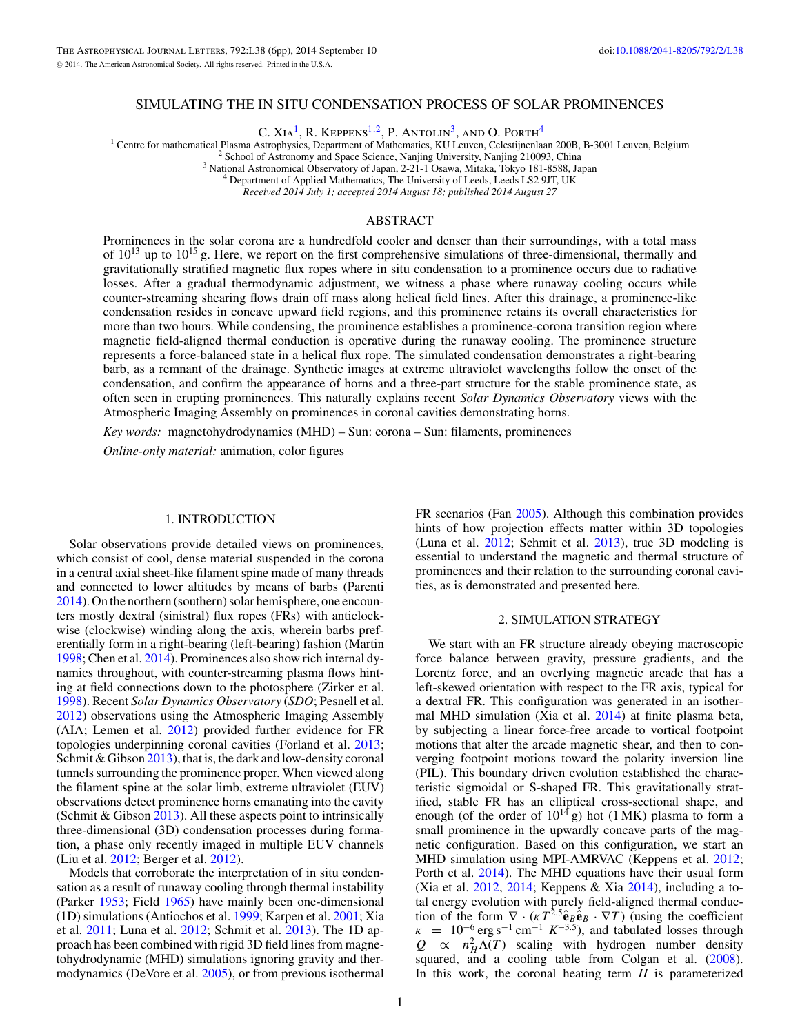# SIMULATING THE IN SITU CONDENSATION PROCESS OF SOLAR PROMINENCES

C. Xia[1], R. Keppens[1,2], P. Antolin[3], and O. Porth[4]

[1] Centre for mathematical Plasma Astrophysics, Department of Mathematics, KU Leuven, Celestijnenlaan 200B, B-3001 Leuven, Belgium
[2] School of Astronomy and Space Science, Nanjing University, Nanjing 210093, China
[3] National Astronomical Observatory of Japan, 2-21-1 Osawa, Mitaka, Tokyo 181-8588, Japan
[4] Department of Applied Mathematics, The University of Leeds, Leeds LS2 9JT, UK

*Received 2014 July 1; accepted 2014 August 18; published 2014 August 27*

## ABSTRACT

Prominences in the solar corona are a hundredfold cooler and denser than their surroundings, with a total mass of $10^{13}$ up to $10^{15}$ g. Here, we report on the first comprehensive simulations of three-dimensional, thermally and gravitationally stratified magnetic flux ropes where in situ condensation to a prominence occurs due to radiative losses. After a gradual thermodynamic adjustment, we witness a phase where runaway cooling occurs while counter-streaming shearing flows drain off mass along helical field lines. After this drainage, a prominence-like condensation resides in concave upward field regions, and this prominence retains its overall characteristics for more than two hours. While condensing, the prominence establishes a prominence-corona transition region where magnetic field-aligned thermal conduction is operative during the runaway cooling. The prominence structure represents a force-balanced state in a helical flux rope. The simulated condensation demonstrates a right-bearing barb, as a remnant of the drainage. Synthetic images at extreme ultraviolet wavelengths follow the onset of the condensation, and confirm the appearance of horns and a three-part structure for the stable prominence state, as often seen in erupting prominences. This naturally explains recent *Solar Dynamics Observatory* views with the Atmospheric Imaging Assembly on prominences in coronal cavities demonstrating horns.

*Key words:* magnetohydrodynamics (MHD) – Sun: corona – Sun: filaments, prominences

*Online-only material:* animation, color figures

## 1. INTRODUCTION

Solar observations provide detailed views on prominences, which consist of cool, dense material suspended in the corona in a central axial sheet-like filament spine made of many threads and connected to lower altitudes by means of barbs (Parenti 2014). On the northern (southern) solar hemisphere, one encounters mostly dextral (sinistral) flux ropes (FRs) with anticlockwise (clockwise) winding along the axis, wherein barbs preferentially form in a right-bearing (left-bearing) fashion (Martin 1998; Chen et al. 2014). Prominences also show rich internal dynamics throughout, with counter-streaming plasma flows hinting at field connections down to the photosphere (Zirker et al. 1998). Recent *Solar Dynamics Observatory* (*SDO*; Pesnell et al. 2012) observations using the Atmospheric Imaging Assembly (AIA; Lemen et al. 2012) provided further evidence for FR topologies underpinning coronal cavities (Forland et al. 2013; Schmit & Gibson 2013), that is, the dark and low-density coronal tunnels surrounding the prominence proper. When viewed along the filament spine at the solar limb, extreme ultraviolet (EUV) observations detect prominence horns emanating into the cavity (Schmit & Gibson 2013). All these aspects point to intrinsically three-dimensional (3D) condensation processes during formation, a phase only recently imaged in multiple EUV channels (Liu et al. 2012; Berger et al. 2012).

Models that corroborate the interpretation of in situ condensation as a result of runaway cooling through thermal instability (Parker 1953; Field 1965) have mainly been one-dimensional (1D) simulations (Antiochos et al. 1999; Karpen et al. 2001; Xia et al. 2011; Luna et al. 2012; Schmit et al. 2013). The 1D approach has been combined with rigid 3D field lines from magnetohydrodynamic (MHD) simulations ignoring gravity and thermodynamics (DeVore et al. 2005), or from previous isothermal FR scenarios (Fan 2005). Although this combination provides hints of how projection effects matter within 3D topologies (Luna et al. 2012; Schmit et al. 2013), true 3D modeling is essential to understand the magnetic and thermal structure of prominences and their relation to the surrounding coronal cavities, as is demonstrated and presented here.

## 2. SIMULATION STRATEGY

We start with an FR structure already obeying macroscopic force balance between gravity, pressure gradients, and the Lorentz force, and an overlying magnetic arcade that has a left-skewed orientation with respect to the FR axis, typical for a dextral FR. This configuration was generated in an isothermal MHD simulation (Xia et al. 2014) at finite plasma beta, by subjecting a linear force-free arcade to vortical footpoint motions that alter the arcade magnetic shear, and then to converging footpoint motions toward the polarity inversion line (PIL). This boundary driven evolution established the characteristic sigmoidal or S-shaped FR. This gravitationally stratified, stable FR has an elliptical cross-sectional shape, and enough (of the order of $10^{14}$ g) hot (1 MK) plasma to form a small prominence in the upwardly concave parts of the magnetic configuration. Based on this configuration, we start an MHD simulation using MPI-AMRVAC (Keppens et al. 2012; Porth et al. 2014). The MHD equations have their usual form (Xia et al. 2012, 2014; Keppens & Xia 2014), including a total energy evolution with purely field-aligned thermal conduction of the form $\nabla \cdot (\kappa T^{2.5} \hat{\mathbf{e}}_B \hat{\mathbf{e}}_B \cdot \nabla T)$ (using the coefficient $\kappa = 10^{-6}\,\mathrm{erg\,s^{-1}\,cm^{-1}}\,K^{-3.5}$), and tabulated losses through $Q \propto n_H^2 \Lambda(T)$ scaling with hydrogen number density squared, and a cooling table from Colgan et al. (2008). In this work, the coronal heating term $H$ is parameterized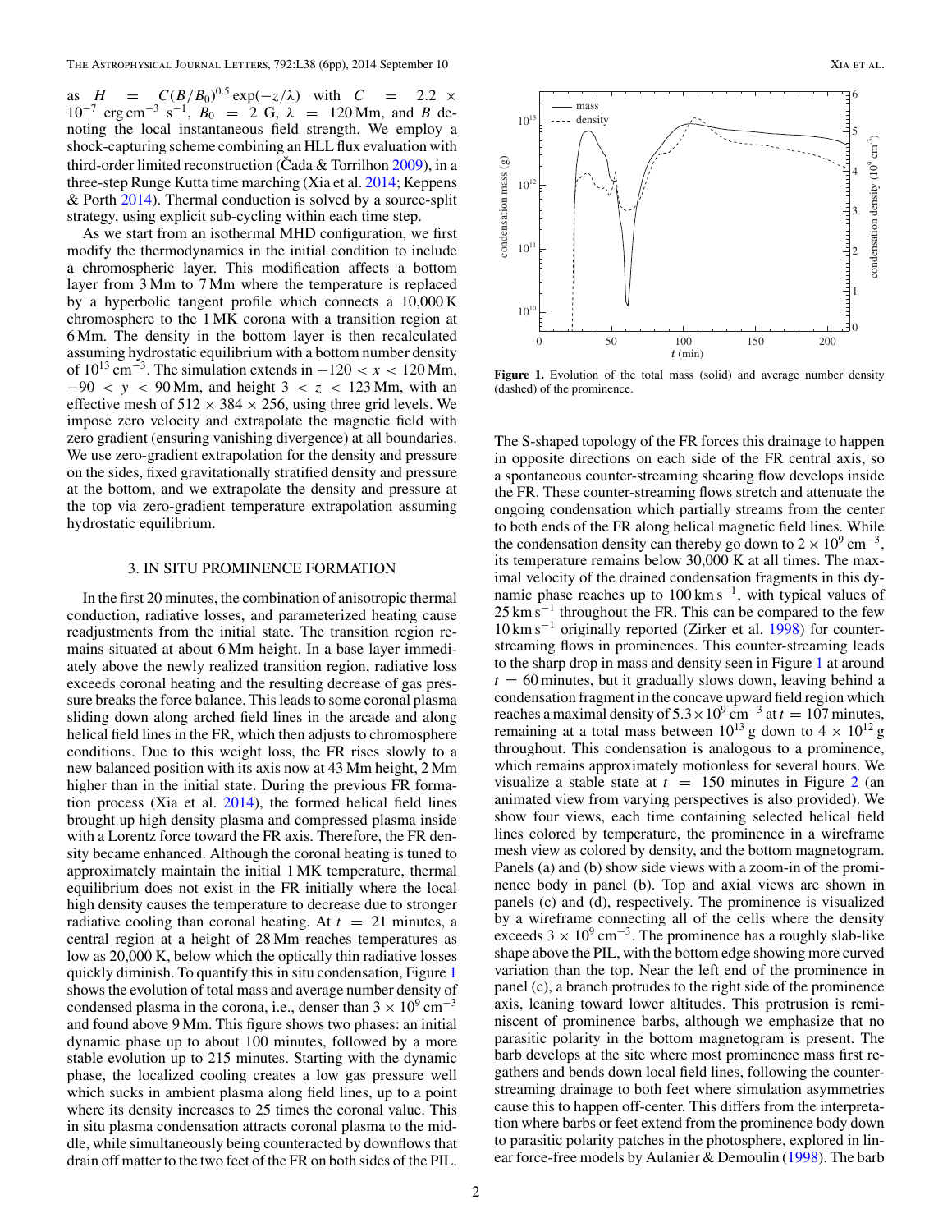as $H = C(B/B_0)^{0.5}\exp(-z/\lambda)$ with $C = 2.2 \times 10^{-7}$ erg cm$^{-3}$ s$^{-1}$, $B_0 = 2$ G, $\lambda = 120$ Mm, and $B$ denoting the local instantaneous field strength. We employ a shock-capturing scheme combining an HLL flux evaluation with third-order limited reconstruction (Čada & Torrilhon 2009), in a three-step Runge Kutta time marching (Xia et al. 2014; Keppens & Porth 2014). Thermal conduction is solved by a source-split strategy, using explicit sub-cycling within each time step.

As we start from an isothermal MHD configuration, we first modify the thermodynamics in the initial condition to include a chromospheric layer. This modification affects a bottom layer from 3 Mm to 7 Mm where the temperature is replaced by a hyperbolic tangent profile which connects a 10,000 K chromosphere to the 1 MK corona with a transition region at 6 Mm. The density in the bottom layer is then recalculated assuming hydrostatic equilibrium with a bottom number density of $10^{13}$ cm$^{-3}$. The simulation extends in $-120 < x < 120$ Mm, $-90 < y < 90$ Mm, and height $3 < z < 123$ Mm, with an effective mesh of $512 \times 384 \times 256$, using three grid levels. We impose zero velocity and extrapolate the magnetic field with zero gradient (ensuring vanishing divergence) at all boundaries. We use zero-gradient extrapolation for the density and pressure on the sides, fixed gravitationally stratified density and pressure at the bottom, and we extrapolate the density and pressure at the top via zero-gradient temperature extrapolation assuming hydrostatic equilibrium.

## 3. IN SITU PROMINENCE FORMATION

In the first 20 minutes, the combination of anisotropic thermal conduction, radiative losses, and parameterized heating cause readjustments from the initial state. The transition region remains situated at about 6 Mm height. In a base layer immediately above the newly realized transition region, radiative loss exceeds coronal heating and the resulting decrease of gas pressure breaks the force balance. This leads to some coronal plasma sliding down along arched field lines in the arcade and along helical field lines in the FR, which then adjusts to chromosphere conditions. Due to this weight loss, the FR rises slowly to a new balanced position with its axis now at 43 Mm height, 2 Mm higher than in the initial state. During the previous FR formation process (Xia et al. 2014), the formed helical field lines brought up high density plasma and compressed plasma inside with a Lorentz force toward the FR axis. Therefore, the FR density became enhanced. Although the coronal heating is tuned to approximately maintain the initial 1 MK temperature, thermal equilibrium does not exist in the FR initially where the local high density causes the temperature to decrease due to stronger radiative cooling than coronal heating. At $t = 21$ minutes, a central region at a height of 28 Mm reaches temperatures as low as 20,000 K, below which the optically thin radiative losses quickly diminish. To quantify this in situ condensation, Figure 1 shows the evolution of total mass and average number density of condensed plasma in the corona, i.e., denser than $3 \times 10^9$ cm$^{-3}$ and found above 9 Mm. This figure shows two phases: an initial dynamic phase up to about 100 minutes, followed by a more stable evolution up to 215 minutes. Starting with the dynamic phase, the localized cooling creates a low gas pressure well which sucks in ambient plasma along field lines, up to a point where its density increases to 25 times the coronal value. This in situ plasma condensation attracts coronal plasma to the middle, while simultaneously being counteracted by downflows that drain off matter to the two feet of the FR on both sides of the PIL.

**Figure 1.** Evolution of the total mass (solid) and average number density (dashed) of the prominence.

The S-shaped topology of the FR forces this drainage to happen in opposite directions on each side of the FR central axis, so a spontaneous counter-streaming shearing flow develops inside the FR. These counter-streaming flows stretch and attenuate the ongoing condensation which partially streams from the center to both ends of the FR along helical magnetic field lines. While the condensation density can thereby go down to $2 \times 10^9$ cm$^{-3}$, its temperature remains below 30,000 K at all times. The maximal velocity of the drained condensation fragments in this dynamic phase reaches up to 100 km s$^{-1}$, with typical values of 25 km s$^{-1}$ throughout the FR. This can be compared to the few 10 km s$^{-1}$ originally reported (Zirker et al. 1998) for counter-streaming flows in prominences. This counter-streaming leads to the sharp drop in mass and density seen in Figure 1 at around $t = 60$ minutes, but it gradually slows down, leaving behind a condensation fragment in the concave upward field region which reaches a maximal density of $5.3 \times 10^9$ cm$^{-3}$ at $t = 107$ minutes, remaining at a total mass between $10^{13}$ g down to $4 \times 10^{12}$ g throughout. This condensation is analogous to a prominence, which remains approximately motionless for several hours. We visualize a stable state at $t = 150$ minutes in Figure 2 (an animated view from varying perspectives is also provided). We show four views, each time containing selected helical field lines colored by temperature, the prominence in a wireframe mesh view as colored by density, and the bottom magnetogram. Panels (a) and (b) show side views with a zoom-in of the prominence body in panel (b). Top and axial views are shown in panels (c) and (d), respectively. The prominence is visualized by a wireframe connecting all of the cells where the density exceeds $3 \times 10^9$ cm$^{-3}$. The prominence has a roughly slab-like shape above the PIL, with the bottom edge showing more curved variation than the top. Near the left end of the prominence in panel (c), a branch protrudes to the right side of the prominence axis, leaning toward lower altitudes. This protrusion is reminiscent of prominence barbs, although we emphasize that no parasitic polarity in the bottom magnetogram is present. The barb develops at the site where most prominence mass first regathers and bends down local field lines, following the counter-streaming drainage to both feet where simulation asymmetries cause this to happen off-center. This differs from the interpretation where barbs or feet extend from the prominence body down to parasitic polarity patches in the photosphere, explored in linear force-free models by Aulanier & Demoulin (1998). The barb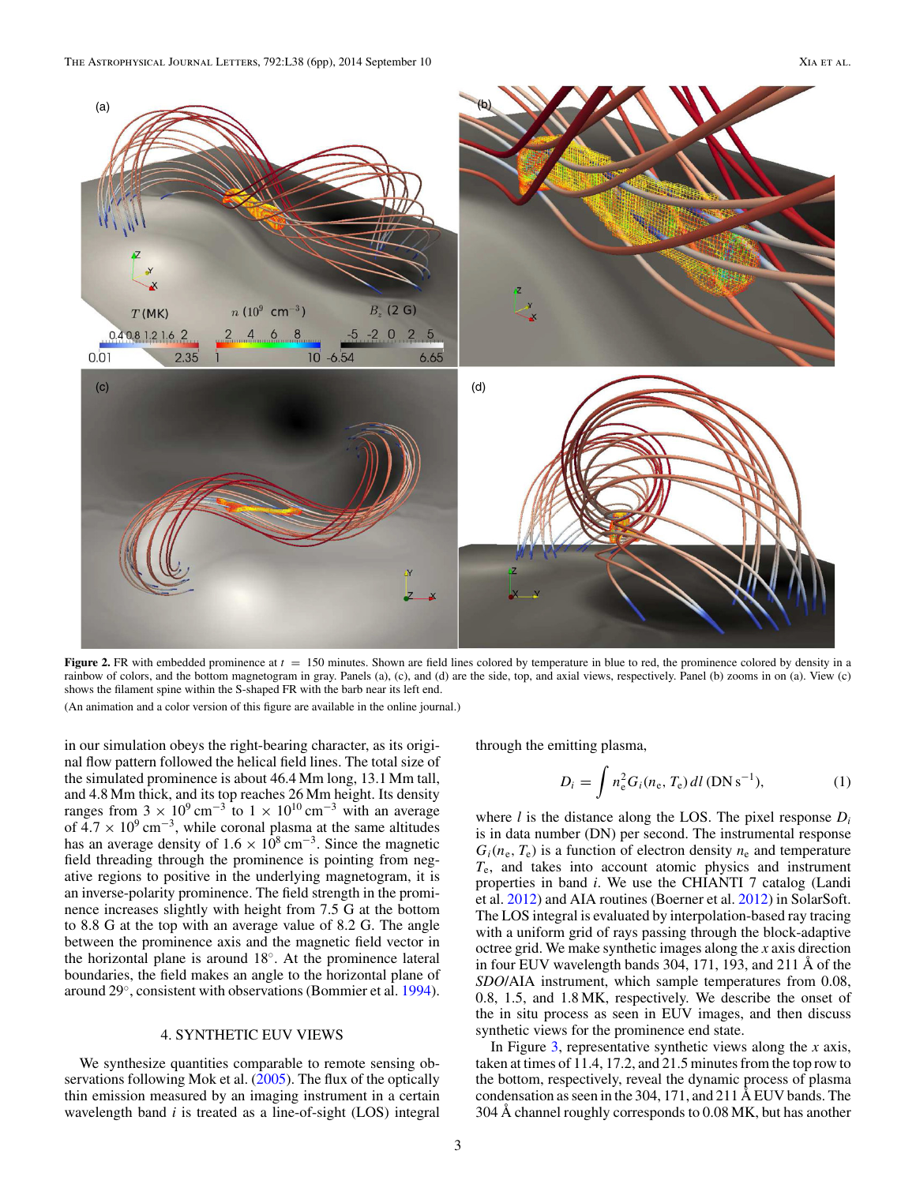**Figure 2.** FR with embedded prominence at $t = 150$ minutes. Shown are field lines colored by temperature in blue to red, the prominence colored by density in a rainbow of colors, and the bottom magnetogram in gray. Panels (a), (c), and (d) are the side, top, and axial views, respectively. Panel (b) zooms in on (a). View (c) shows the filament spine within the S-shaped FR with the barb near its left end.

(An animation and a color version of this figure are available in the online journal.)

in our simulation obeys the right-bearing character, as its original flow pattern followed the helical field lines. The total size of the simulated prominence is about 46.4 Mm long, 13.1 Mm tall, and 4.8 Mm thick, and its top reaches 26 Mm height. Its density ranges from $3 \times 10^9\,\mathrm{cm}^{-3}$ to $1 \times 10^{10}\,\mathrm{cm}^{-3}$ with an average of $4.7 \times 10^9\,\mathrm{cm}^{-3}$, while coronal plasma at the same altitudes has an average density of $1.6 \times 10^8\,\mathrm{cm}^{-3}$. Since the magnetic field threading through the prominence is pointing from negative regions to positive in the underlying magnetogram, it is an inverse-polarity prominence. The field strength in the prominence increases slightly with height from 7.5 G at the bottom to 8.8 G at the top with an average value of 8.2 G. The angle between the prominence axis and the magnetic field vector in the horizontal plane is around 18°. At the prominence lateral boundaries, the field makes an angle to the horizontal plane of around 29°, consistent with observations (Bommier et al. 1994).

## 4. SYNTHETIC EUV VIEWS

We synthesize quantities comparable to remote sensing observations following Mok et al. (2005). The flux of the optically thin emission measured by an imaging instrument in a certain wavelength band $i$ is treated as a line-of-sight (LOS) integral through the emitting plasma,

$$D_i = \int n_e^2 G_i(n_e, T_e)\, dl\ (\mathrm{DN\,s^{-1}}), \qquad (1)$$

where $l$ is the distance along the LOS. The pixel response $D_i$ is in data number (DN) per second. The instrumental response $G_i(n_e, T_e)$ is a function of electron density $n_e$ and temperature $T_e$, and takes into account atomic physics and instrument properties in band $i$. We use the CHIANTI 7 catalog (Landi et al. 2012) and AIA routines (Boerner et al. 2012) in SolarSoft. The LOS integral is evaluated by interpolation-based ray tracing with a uniform grid of rays passing through the block-adaptive octree grid. We make synthetic images along the $x$ axis direction in four EUV wavelength bands 304, 171, 193, and 211 Å of the *SDO*/AIA instrument, which sample temperatures from 0.08, 0.8, 1.5, and 1.8 MK, respectively. We describe the onset of the in situ process as seen in EUV images, and then discuss synthetic views for the prominence end state.

In Figure 3, representative synthetic views along the $x$ axis, taken at times of 11.4, 17.2, and 21.5 minutes from the top row to the bottom, respectively, reveal the dynamic process of plasma condensation as seen in the 304, 171, and 211 Å EUV bands. The 304 Å channel roughly corresponds to 0.08 MK, but has another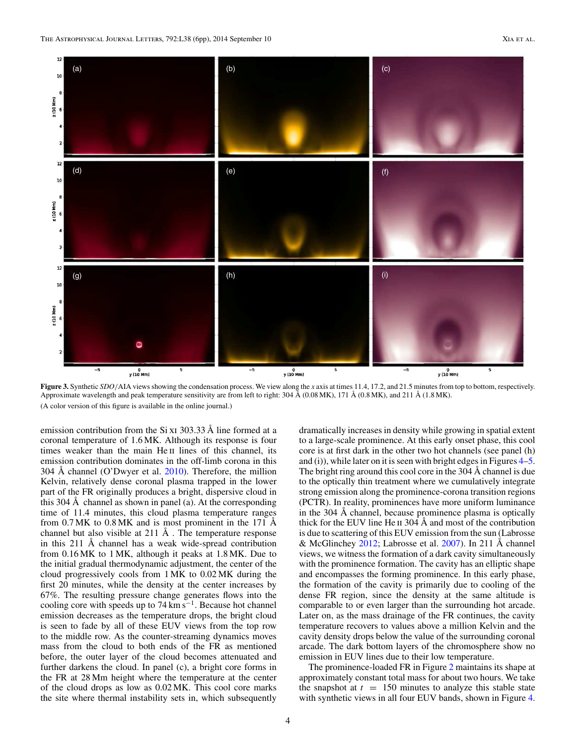**Figure 3.** Synthetic *SDO*/AIA views showing the condensation process. We view along the $x$ axis at times 11.4, 17.2, and 21.5 minutes from top to bottom, respectively. Approximate wavelength and peak temperature sensitivity are from left to right: 304 Å (0.08 MK), 171 Å (0.8 MK), and 211 Å (1.8 MK).

(A color version of this figure is available in the online journal.)

emission contribution from the Si xi 303.33 Å line formed at a coronal temperature of 1.6 MK. Although its response is four times weaker than the main He ii lines of this channel, its emission contribution dominates in the off-limb corona in this 304 Å channel (O'Dwyer et al. 2010). Therefore, the million Kelvin, relatively dense coronal plasma trapped in the lower part of the FR originally produces a bright, dispersive cloud in this 304 Å channel as shown in panel (a). At the corresponding time of 11.4 minutes, this cloud plasma temperature ranges from 0.7 MK to 0.8 MK and is most prominent in the 171 Å channel but also visible at 211 Å . The temperature response in this 211 Å channel has a weak wide-spread contribution from 0.16 MK to 1 MK, although it peaks at 1.8 MK. Due to the initial gradual thermodynamic adjustment, the center of the cloud progressively cools from 1 MK to 0.02 MK during the first 20 minutes, while the density at the center increases by 67%. The resulting pressure change generates flows into the cooling core with speeds up to 74 km s$^{-1}$. Because hot channel emission decreases as the temperature drops, the bright cloud is seen to fade by all of these EUV views from the top row to the middle row. As the counter-streaming dynamics moves mass from the cloud to both ends of the FR as mentioned before, the outer layer of the cloud becomes attenuated and further darkens the cloud. In panel (c), a bright core forms in the FR at 28 Mm height where the temperature at the center of the cloud drops as low as 0.02 MK. This cool core marks the site where thermal instability sets in, which subsequently dramatically increases in density while growing in spatial extent to a large-scale prominence. At this early onset phase, this cool core is at first dark in the other two hot channels (see panel (h) and (i)), while later on it is seen with bright edges in Figures 4–5. The bright ring around this cool core in the 304 Å channel is due to the optically thin treatment where we cumulatively integrate strong emission along the prominence-corona transition regions (PCTR). In reality, prominences have more uniform luminance in the 304 Å channel, because prominence plasma is optically thick for the EUV line He ii 304 Å and most of the contribution is due to scattering of this EUV emission from the sun (Labrosse & McGlinchey 2012; Labrosse et al. 2007). In 211 Å channel views, we witness the formation of a dark cavity simultaneously with the prominence formation. The cavity has an elliptic shape and encompasses the forming prominence. In this early phase, the formation of the cavity is primarily due to cooling of the dense FR region, since the density at the same altitude is comparable to or even larger than the surrounding hot arcade. Later on, as the mass drainage of the FR continues, the cavity temperature recovers to values above a million Kelvin and the cavity density drops below the value of the surrounding coronal arcade. The dark bottom layers of the chromosphere show no emission in EUV lines due to their low temperature.

The prominence-loaded FR in Figure 2 maintains its shape at approximately constant total mass for about two hours. We take the snapshot at $t = 150$ minutes to analyze this stable state with synthetic views in all four EUV bands, shown in Figure 4.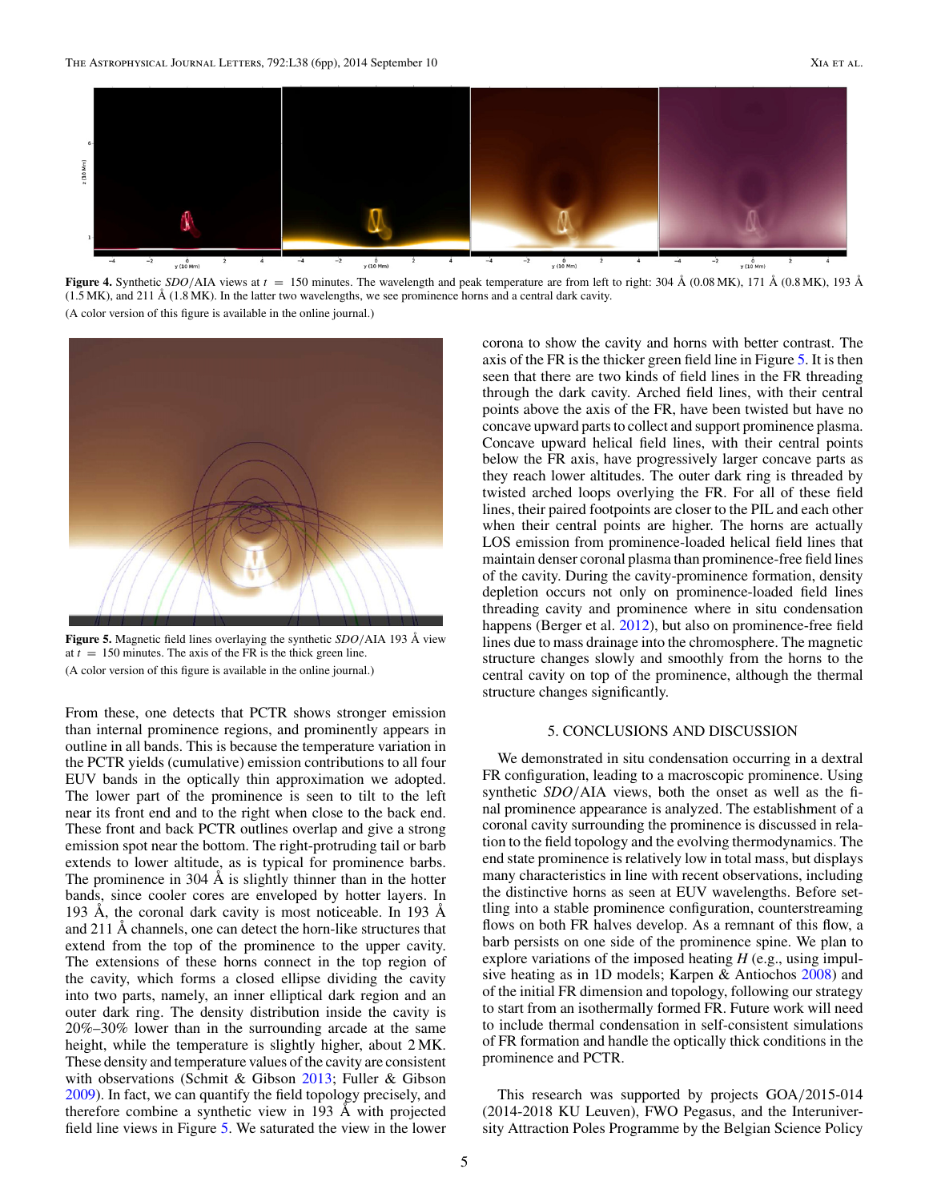**Figure 4.** Synthetic *SDO*/AIA views at $t = 150$ minutes. The wavelength and peak temperature are from left to right: 304 Å (0.08 MK), 171 Å (0.8 MK), 193 Å (1.5 MK), and 211 Å (1.8 MK). In the latter two wavelengths, we see prominence horns and a central dark cavity.

(A color version of this figure is available in the online journal.)

**Figure 5.** Magnetic field lines overlaying the synthetic *SDO*/AIA 193 Å view at $t = 150$ minutes. The axis of the FR is the thick green line.

(A color version of this figure is available in the online journal.)

From these, one detects that PCTR shows stronger emission than internal prominence regions, and prominently appears in outline in all bands. This is because the temperature variation in the PCTR yields (cumulative) emission contributions to all four EUV bands in the optically thin approximation we adopted. The lower part of the prominence is seen to tilt to the left near its front end and to the right when close to the back end. These front and back PCTR outlines overlap and give a strong emission spot near the bottom. The right-protruding tail or barb extends to lower altitude, as is typical for prominence barbs. The prominence in 304 Å is slightly thinner than in the hotter bands, since cooler cores are enveloped by hotter layers. In 193 Å, the coronal dark cavity is most noticeable. In 193 Å and 211 Å channels, one can detect the horn-like structures that extend from the top of the prominence to the upper cavity. The extensions of these horns connect in the top region of the cavity, which forms a closed ellipse dividing the cavity into two parts, namely, an inner elliptical dark region and an outer dark ring. The density distribution inside the cavity is 20%–30% lower than in the surrounding arcade at the same height, while the temperature is slightly higher, about 2 MK. These density and temperature values of the cavity are consistent with observations (Schmit & Gibson 2013; Fuller & Gibson 2009). In fact, we can quantify the field topology precisely, and therefore combine a synthetic view in 193 Å with projected field line views in Figure 5. We saturated the view in the lower corona to show the cavity and horns with better contrast. The axis of the FR is the thicker green field line in Figure 5. It is then seen that there are two kinds of field lines in the FR threading through the dark cavity. Arched field lines, with their central points above the axis of the FR, have been twisted but have no concave upward parts to collect and support prominence plasma. Concave upward helical field lines, with their central points below the FR axis, have progressively larger concave parts as they reach lower altitudes. The outer dark ring is threaded by twisted arched loops overlying the FR. For all of these field lines, their paired footpoints are closer to the PIL and each other when their central points are higher. The horns are actually LOS emission from prominence-loaded helical field lines that maintain denser coronal plasma than prominence-free field lines of the cavity. During the cavity-prominence formation, density depletion occurs not only on prominence-loaded field lines threading cavity and prominence where in situ condensation happens (Berger et al. 2012), but also on prominence-free field lines due to mass drainage into the chromosphere. The magnetic structure changes slowly and smoothly from the horns to the central cavity on top of the prominence, although the thermal structure changes significantly.

## 5. CONCLUSIONS AND DISCUSSION

We demonstrated in situ condensation occurring in a dextral FR configuration, leading to a macroscopic prominence. Using synthetic *SDO*/AIA views, both the onset as well as the final prominence appearance is analyzed. The establishment of a coronal cavity surrounding the prominence is discussed in relation to the field topology and the evolving thermodynamics. The end state prominence is relatively low in total mass, but displays many characteristics in line with recent observations, including the distinctive horns as seen at EUV wavelengths. Before settling into a stable prominence configuration, counterstreaming flows on both FR halves develop. As a remnant of this flow, a barb persists on one side of the prominence spine. We plan to explore variations of the imposed heating $H$ (e.g., using impulsive heating as in 1D models; Karpen & Antiochos 2008) and of the initial FR dimension and topology, following our strategy to start from an isothermally formed FR. Future work will need to include thermal condensation in self-consistent simulations of FR formation and handle the optically thick conditions in the prominence and PCTR.

This research was supported by projects GOA/2015-014 (2014-2018 KU Leuven), FWO Pegasus, and the Interuniversity Attraction Poles Programme by the Belgian Science Policy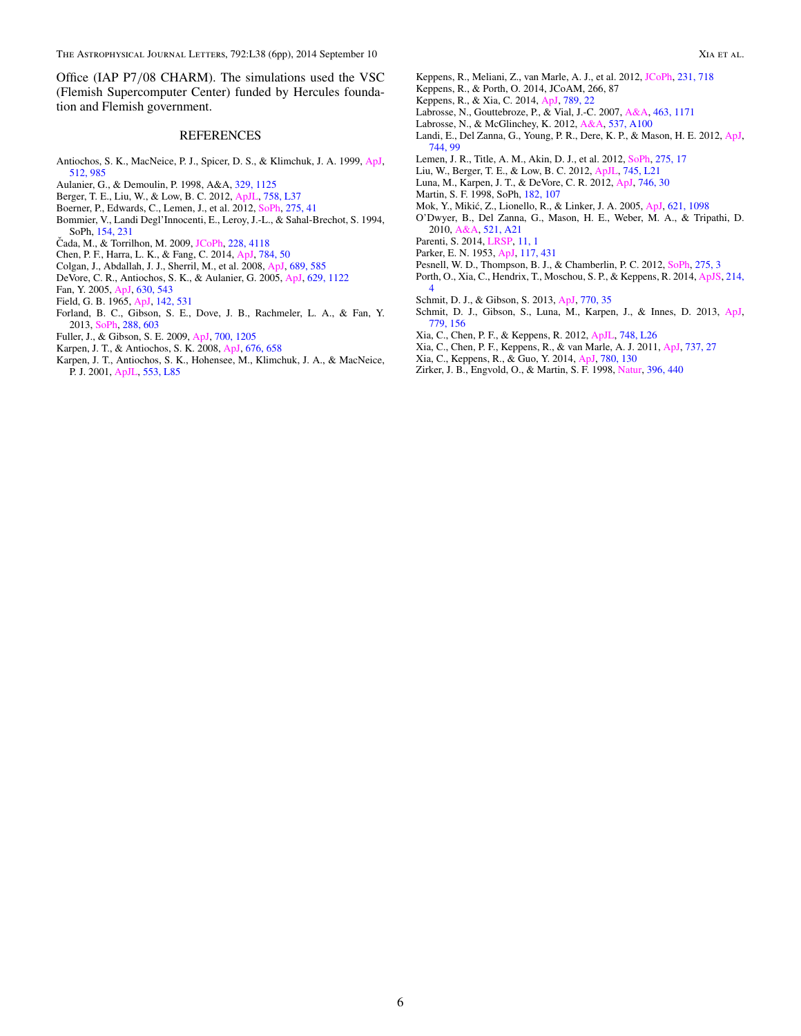Office (IAP P7/08 CHARM). The simulations used the VSC (Flemish Supercomputer Center) funded by Hercules foundation and Flemish government.

## REFERENCES

Antiochos, S. K., MacNeice, P. J., Spicer, D. S., & Klimchuk, J. A. 1999, ApJ, 512, 985

Aulanier, G., & Demoulin, P. 1998, A&A, 329, 1125

Berger, T. E., Liu, W., & Low, B. C. 2012, ApJL, 758, L37

Boerner, P., Edwards, C., Lemen, J., et al. 2012, SoPh, 275, 41

Bommier, V., Landi Degl'Innocenti, E., Leroy, J.-L., & Sahal-Brechot, S. 1994, SoPh, 154, 231

Čada, M., & Torrilhon, M. 2009, JCoPh, 228, 4118

Chen, P. F., Harra, L. K., & Fang, C. 2014, ApJ, 784, 50

Colgan, J., Abdallah, J. J., Sherril, M., et al. 2008, ApJ, 689, 585

DeVore, C. R., Antiochos, S. K., & Aulanier, G. 2005, ApJ, 629, 1122

Fan, Y. 2005, ApJ, 630, 543

Field, G. B. 1965, ApJ, 142, 531

Forland, B. C., Gibson, S. E., Dove, J. B., Rachmeler, L. A., & Fan, Y. 2013, SoPh, 288, 603

Fuller, J., & Gibson, S. E. 2009, ApJ, 700, 1205

Karpen, J. T., & Antiochos, S. K. 2008, ApJ, 676, 658

Karpen, J. T., Antiochos, S. K., Hohensee, M., Klimchuk, J. A., & MacNeice, P. J. 2001, ApJL, 553, L85

Keppens, R., Meliani, Z., van Marle, A. J., et al. 2012, JCoPh, 231, 718

Keppens, R., & Porth, O. 2014, JCoAM, 266, 87

Keppens, R., & Xia, C. 2014, ApJ, 789, 22

Labrosse, N., Gouttebroze, P., & Vial, J.-C. 2007, A&A, 463, 1171

Labrosse, N., & McGlinchey, K. 2012, A&A, 537, A100

Landi, E., Del Zanna, G., Young, P. R., Dere, K. P., & Mason, H. E. 2012, ApJ, 744, 99

Lemen, J. R., Title, A. M., Akin, D. J., et al. 2012, SoPh, 275, 17

Liu, W., Berger, T. E., & Low, B. C. 2012, ApJL, 745, L21

Luna, M., Karpen, J. T., & DeVore, C. R. 2012, ApJ, 746, 30

Martin, S. F. 1998, SoPh, 182, 107

Mok, Y., Mikić, Z., Lionello, R., & Linker, J. A. 2005, ApJ, 621, 1098

O'Dwyer, B., Del Zanna, G., Mason, H. E., Weber, M. A., & Tripathi, D. 2010, A&A, 521, A21

Parenti, S. 2014, LRSP, 11, 1

Parker, E. N. 1953, ApJ, 117, 431

Pesnell, W. D., Thompson, B. J., & Chamberlin, P. C. 2012, SoPh, 275, 3

Porth, O., Xia, C., Hendrix, T., Moschou, S. P., & Keppens, R. 2014, ApJS, 214, 4

Schmit, D. J., & Gibson, S. 2013, ApJ, 770, 35

Schmit, D. J., Gibson, S., Luna, M., Karpen, J., & Innes, D. 2013, ApJ, 779, 156

Xia, C., Chen, P. F., & Keppens, R. 2012, ApJL, 748, L26

Xia, C., Chen, P. F., Keppens, R., & van Marle, A. J. 2011, ApJ, 737, 27

Xia, C., Keppens, R., & Guo, Y. 2014, ApJ, 780, 130

Zirker, J. B., Engvold, O., & Martin, S. F. 1998, Natur, 396, 440